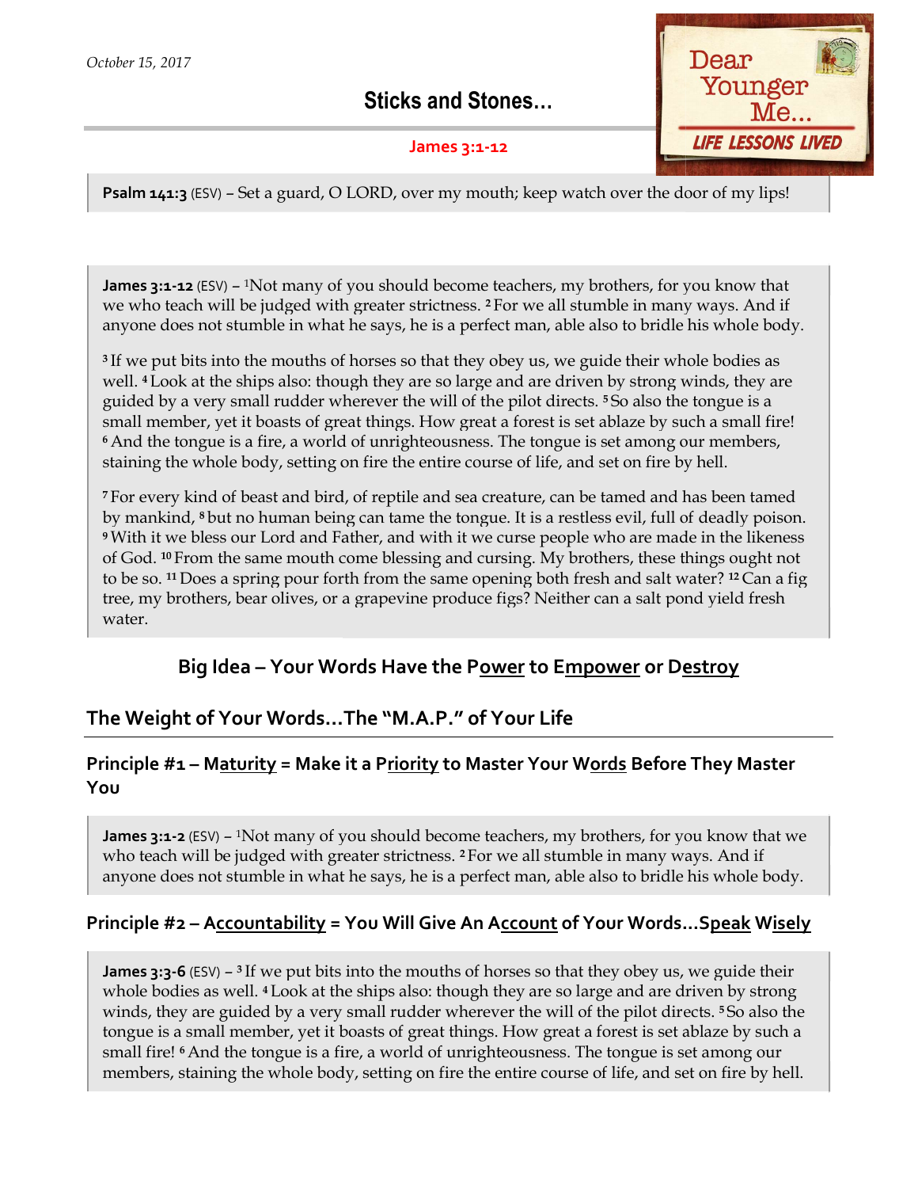*October 15, 2017*

# Sticks and Stones…

**James 3:1-12**

Dear Younger Me…
LIFE LESSONS LIVED

**Psalm 141:3** (ESV) – Set a guard, O LORD, over my mouth; keep watch over the door of my lips!

**James 3:1-12** (ESV) – [1]Not many of you should become teachers, my brothers, for you know that we who teach will be judged with greater strictness. [2] For we all stumble in many ways. And if anyone does not stumble in what he says, he is a perfect man, able also to bridle his whole body.

[3] If we put bits into the mouths of horses so that they obey us, we guide their whole bodies as well. [4] Look at the ships also: though they are so large and are driven by strong winds, they are guided by a very small rudder wherever the will of the pilot directs. [5] So also the tongue is a small member, yet it boasts of great things. How great a forest is set ablaze by such a small fire! [6] And the tongue is a fire, a world of unrighteousness. The tongue is set among our members, staining the whole body, setting on fire the entire course of life, and set on fire by hell.

[7] For every kind of beast and bird, of reptile and sea creature, can be tamed and has been tamed by mankind, [8] but no human being can tame the tongue. It is a restless evil, full of deadly poison. [9] With it we bless our Lord and Father, and with it we curse people who are made in the likeness of God. [10] From the same mouth come blessing and cursing. My brothers, these things ought not to be so. [11] Does a spring pour forth from the same opening both fresh and salt water? [12] Can a fig tree, my brothers, bear olives, or a grapevine produce figs? Neither can a salt pond yield fresh water.

## Big Idea – Your Words Have the P<u>ower</u> to E<u>mpower</u> or D<u>estroy</u>

## The Weight of Your Words…The "M.A.P." of Your Life

### Principle #1 – M<u>aturity</u> = Make it a P<u>riority</u> to Master Your W<u>ords</u> Before They Master You

**James 3:1-2** (ESV) – [1]Not many of you should become teachers, my brothers, for you know that we who teach will be judged with greater strictness. [2] For we all stumble in many ways. And if anyone does not stumble in what he says, he is a perfect man, able also to bridle his whole body.

### Principle #2 – A<u>ccountability</u> = You Will Give An A<u>ccount</u> of Your Words…S<u>peak</u> W<u>isely</u>

**James 3:3-6** (ESV) – [3] If we put bits into the mouths of horses so that they obey us, we guide their whole bodies as well. [4] Look at the ships also: though they are so large and are driven by strong winds, they are guided by a very small rudder wherever the will of the pilot directs. [5] So also the tongue is a small member, yet it boasts of great things. How great a forest is set ablaze by such a small fire! [6] And the tongue is a fire, a world of unrighteousness. The tongue is set among our members, staining the whole body, setting on fire the entire course of life, and set on fire by hell.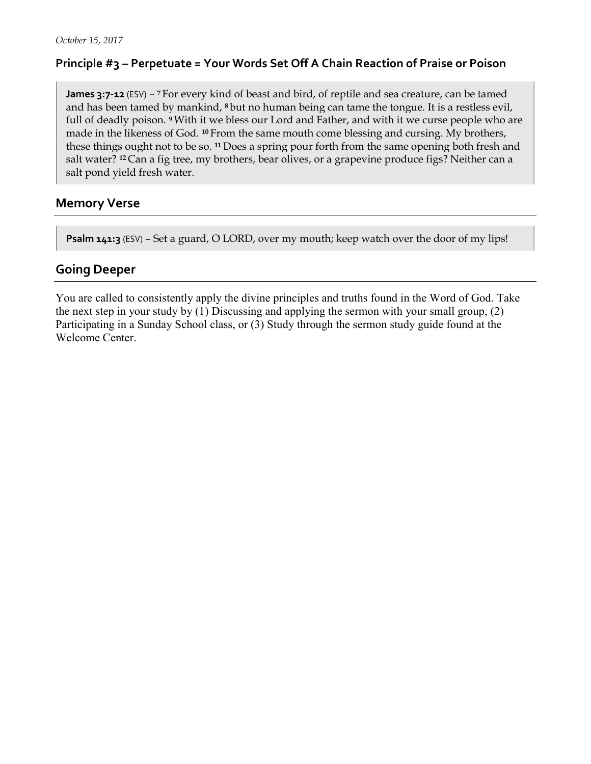*October 15, 2017*

## Principle #3 – Perpetuate = Your Words Set Off A Chain Reaction of Praise or Poison

> **James 3:7-12** (ESV) – [7] For every kind of beast and bird, of reptile and sea creature, can be tamed and has been tamed by mankind, [8] but no human being can tame the tongue. It is a restless evil, full of deadly poison. [9] With it we bless our Lord and Father, and with it we curse people who are made in the likeness of God. [10] From the same mouth come blessing and cursing. My brothers, these things ought not to be so. [11] Does a spring pour forth from the same opening both fresh and salt water? [12] Can a fig tree, my brothers, bear olives, or a grapevine produce figs? Neither can a salt pond yield fresh water.

## Memory Verse

> **Psalm 141:3** (ESV) – Set a guard, O LORD, over my mouth; keep watch over the door of my lips!

## Going Deeper

You are called to consistently apply the divine principles and truths found in the Word of God. Take the next step in your study by (1) Discussing and applying the sermon with your small group, (2) Participating in a Sunday School class, or (3) Study through the sermon study guide found at the Welcome Center.